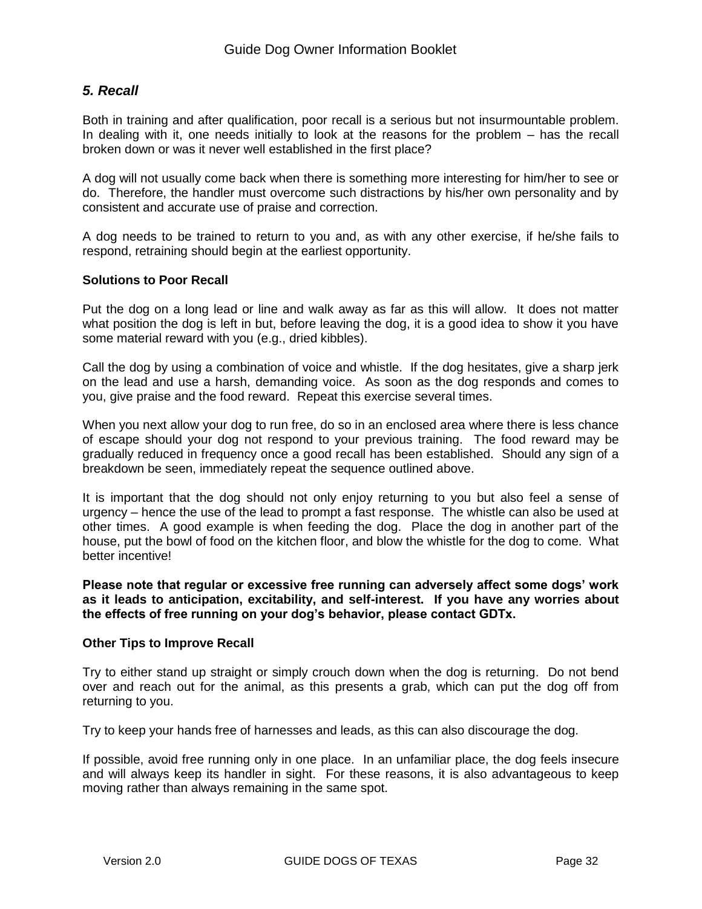### *5. Recall*

Both in training and after qualification, poor recall is a serious but not insurmountable problem. In dealing with it, one needs initially to look at the reasons for the problem – has the recall broken down or was it never well established in the first place?

A dog will not usually come back when there is something more interesting for him/her to see or do. Therefore, the handler must overcome such distractions by his/her own personality and by consistent and accurate use of praise and correction.

A dog needs to be trained to return to you and, as with any other exercise, if he/she fails to respond, retraining should begin at the earliest opportunity.

**Solutions to Poor Recall**

Put the dog on a long lead or line and walk away as far as this will allow. It does not matter what position the dog is left in but, before leaving the dog, it is a good idea to show it you have some material reward with you (e.g., dried kibbles).

Call the dog by using a combination of voice and whistle. If the dog hesitates, give a sharp jerk on the lead and use a harsh, demanding voice. As soon as the dog responds and comes to you, give praise and the food reward. Repeat this exercise several times.

When you next allow your dog to run free, do so in an enclosed area where there is less chance of escape should your dog not respond to your previous training. The food reward may be gradually reduced in frequency once a good recall has been established. Should any sign of a breakdown be seen, immediately repeat the sequence outlined above.

It is important that the dog should not only enjoy returning to you but also feel a sense of urgency – hence the use of the lead to prompt a fast response. The whistle can also be used at other times. A good example is when feeding the dog. Place the dog in another part of the house, put the bowl of food on the kitchen floor, and blow the whistle for the dog to come. What better incentive!

**Please note that regular or excessive free running can adversely affect some dogs' work as it leads to anticipation, excitability, and self-interest. If you have any worries about the effects of free running on your dog's behavior, please contact GDTx.**

**Other Tips to Improve Recall**

Try to either stand up straight or simply crouch down when the dog is returning. Do not bend over and reach out for the animal, as this presents a grab, which can put the dog off from returning to you.

Try to keep your hands free of harnesses and leads, as this can also discourage the dog.

If possible, avoid free running only in one place. In an unfamiliar place, the dog feels insecure and will always keep its handler in sight. For these reasons, it is also advantageous to keep moving rather than always remaining in the same spot.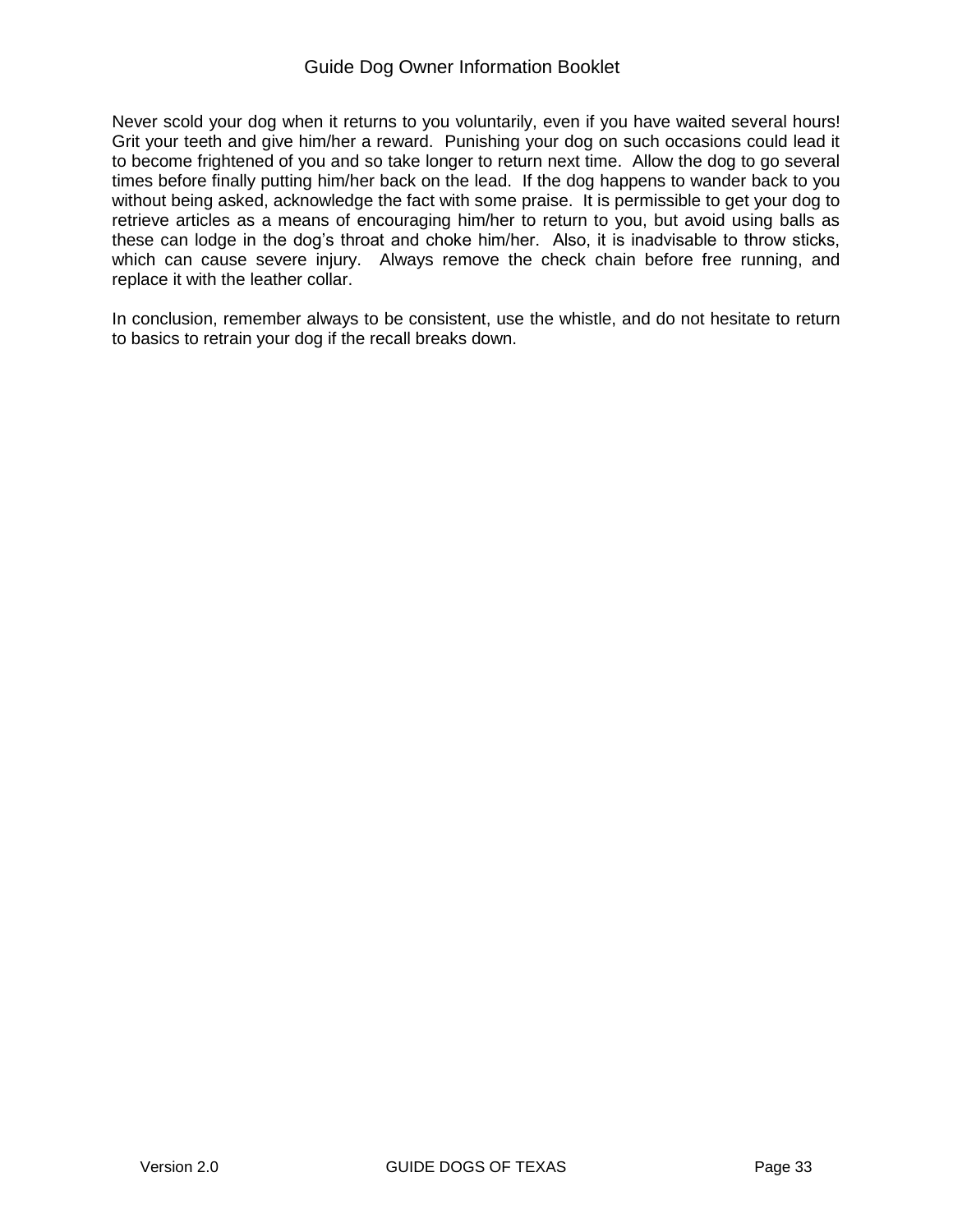Never scold your dog when it returns to you voluntarily, even if you have waited several hours! Grit your teeth and give him/her a reward.  Punishing your dog on such occasions could lead it to become frightened of you and so take longer to return next time.  Allow the dog to go several times before finally putting him/her back on the lead.  If the dog happens to wander back to you without being asked, acknowledge the fact with some praise.  It is permissible to get your dog to retrieve articles as a means of encouraging him/her to return to you, but avoid using balls as these can lodge in the dog's throat and choke him/her.  Also, it is inadvisable to throw sticks, which can cause severe injury.  Always remove the check chain before free running, and replace it with the leather collar.

In conclusion, remember always to be consistent, use the whistle, and do not hesitate to return to basics to retrain your dog if the recall breaks down.